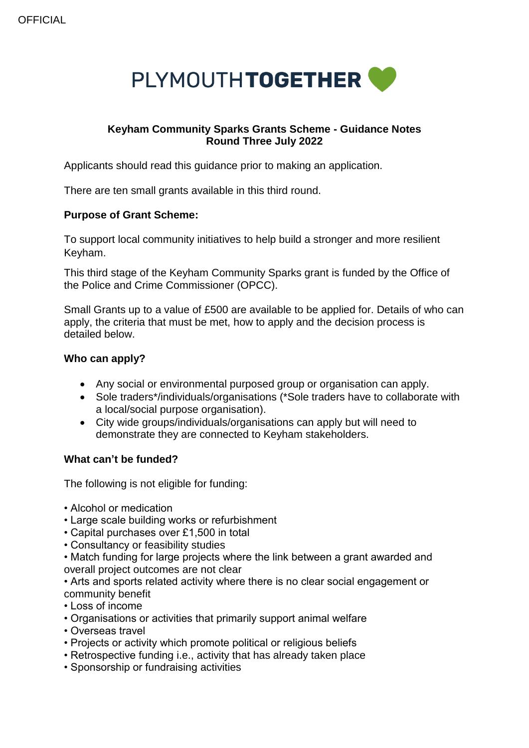# PLYMOUTH TOGETHER

**Keyham Community Sparks Grants Scheme - Guidance Notes**
**Round Three July 2022**

Applicants should read this guidance prior to making an application.

There are ten small grants available in this third round.

**Purpose of Grant Scheme:**

To support local community initiatives to help build a stronger and more resilient Keyham.

This third stage of the Keyham Community Sparks grant is funded by the Office of the Police and Crime Commissioner (OPCC).

Small Grants up to a value of £500 are available to be applied for. Details of who can apply, the criteria that must be met, how to apply and the decision process is detailed below.

**Who can apply?**

- Any social or environmental purposed group or organisation can apply.
- Sole traders*/individuals/organisations (*Sole traders have to collaborate with a local/social purpose organisation).
- City wide groups/individuals/organisations can apply but will need to demonstrate they are connected to Keyham stakeholders.

**What can't be funded?**

The following is not eligible for funding:

- Alcohol or medication
- Large scale building works or refurbishment
- Capital purchases over £1,500 in total
- Consultancy or feasibility studies
- Match funding for large projects where the link between a grant awarded and overall project outcomes are not clear
- Arts and sports related activity where there is no clear social engagement or community benefit
- Loss of income
- Organisations or activities that primarily support animal welfare
- Overseas travel
- Projects or activity which promote political or religious beliefs
- Retrospective funding i.e., activity that has already taken place
- Sponsorship or fundraising activities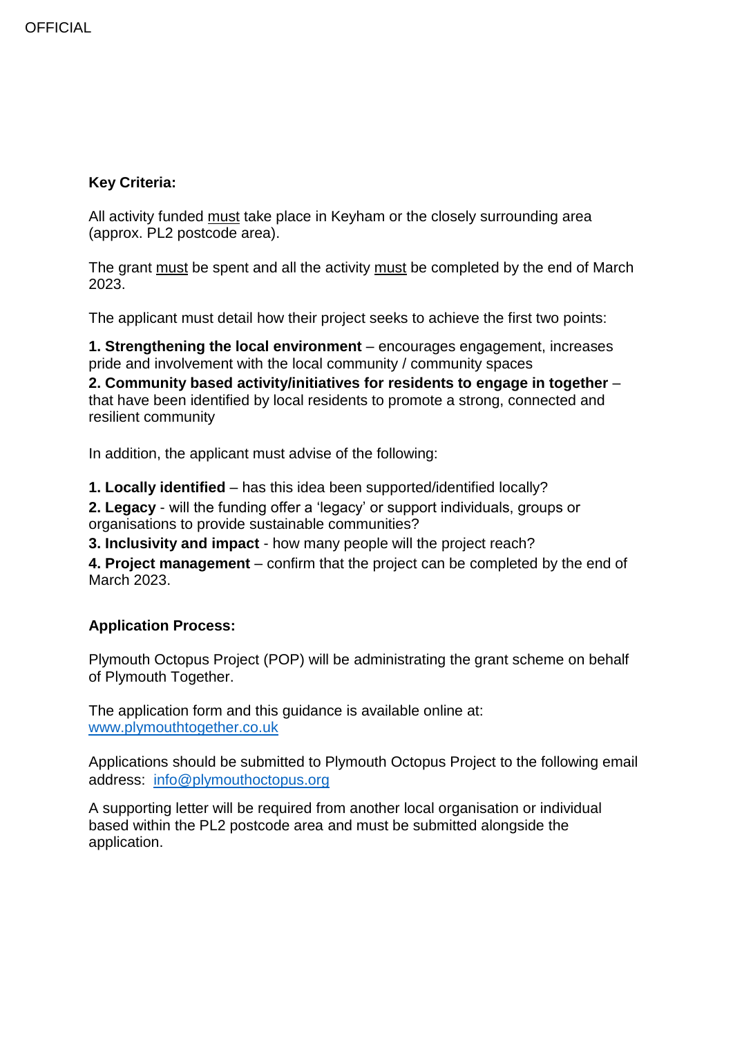**Key Criteria:**

All activity funded must take place in Keyham or the closely surrounding area (approx. PL2 postcode area).

The grant must be spent and all the activity must be completed by the end of March 2023.

The applicant must detail how their project seeks to achieve the first two points:

**1. Strengthening the local environment** – encourages engagement, increases pride and involvement with the local community / community spaces
**2. Community based activity/initiatives for residents to engage in together** – that have been identified by local residents to promote a strong, connected and resilient community

In addition, the applicant must advise of the following:

**1. Locally identified** – has this idea been supported/identified locally?
**2. Legacy** - will the funding offer a 'legacy' or support individuals, groups or organisations to provide sustainable communities?
**3. Inclusivity and impact** - how many people will the project reach?
**4. Project management** – confirm that the project can be completed by the end of March 2023.

**Application Process:**

Plymouth Octopus Project (POP) will be administrating the grant scheme on behalf of Plymouth Together.

The application form and this guidance is available online at: [www.plymouthtogether.co.uk](http://www.plymouthtogether.co.uk)

Applications should be submitted to Plymouth Octopus Project to the following email address: [info@plymouthoctopus.org](mailto:info@plymouthoctopus.org)

A supporting letter will be required from another local organisation or individual based within the PL2 postcode area and must be submitted alongside the application.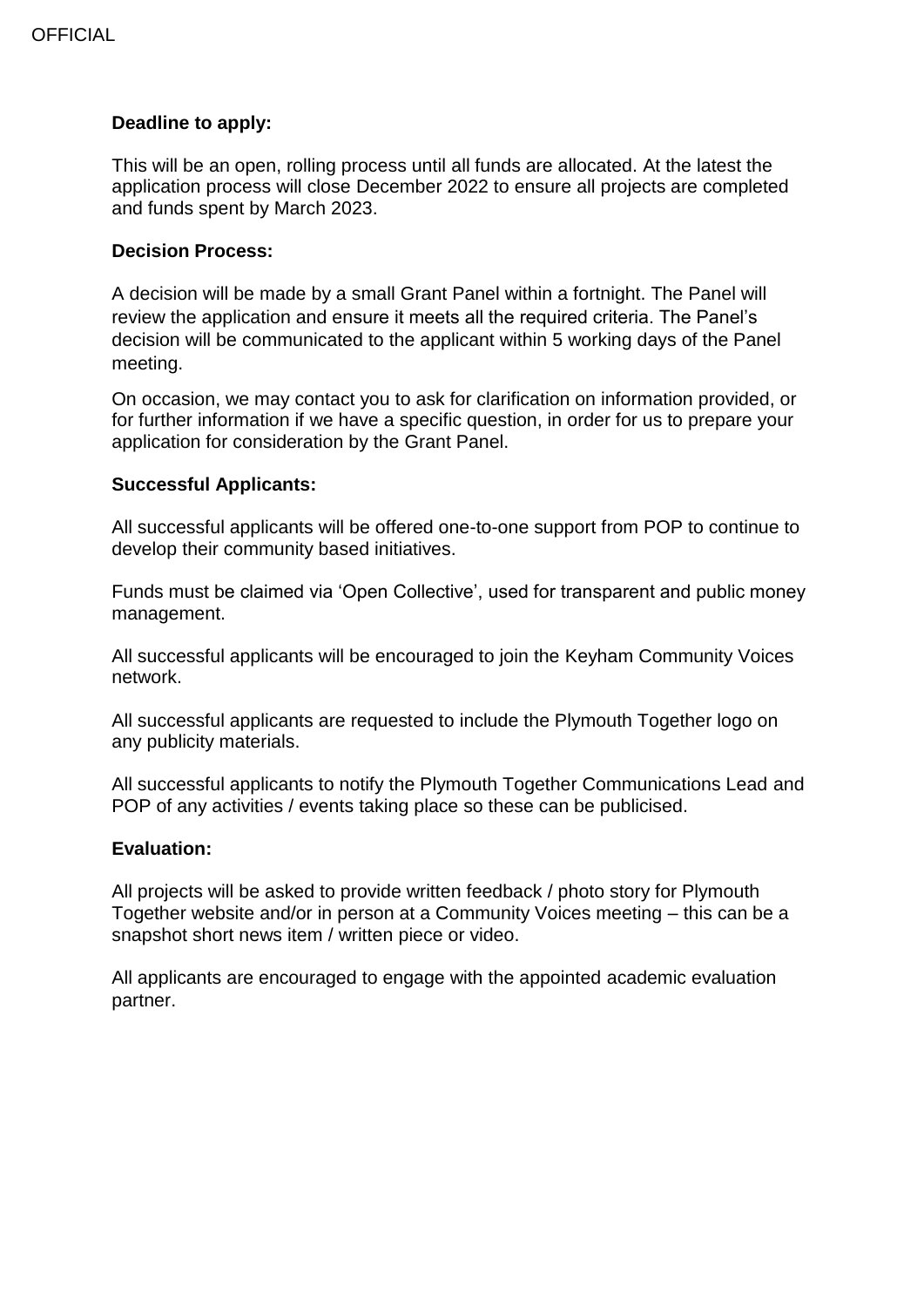**Deadline to apply:**

This will be an open, rolling process until all funds are allocated. At the latest the application process will close December 2022 to ensure all projects are completed and funds spent by March 2023.

**Decision Process:**

A decision will be made by a small Grant Panel within a fortnight. The Panel will review the application and ensure it meets all the required criteria. The Panel's decision will be communicated to the applicant within 5 working days of the Panel meeting.

On occasion, we may contact you to ask for clarification on information provided, or for further information if we have a specific question, in order for us to prepare your application for consideration by the Grant Panel.

**Successful Applicants:**

All successful applicants will be offered one-to-one support from POP to continue to develop their community based initiatives.

Funds must be claimed via 'Open Collective', used for transparent and public money management.

All successful applicants will be encouraged to join the Keyham Community Voices network.

All successful applicants are requested to include the Plymouth Together logo on any publicity materials.

All successful applicants to notify the Plymouth Together Communications Lead and POP of any activities / events taking place so these can be publicised.

**Evaluation:**

All projects will be asked to provide written feedback / photo story for Plymouth Together website and/or in person at a Community Voices meeting – this can be a snapshot short news item / written piece or video.

All applicants are encouraged to engage with the appointed academic evaluation partner.